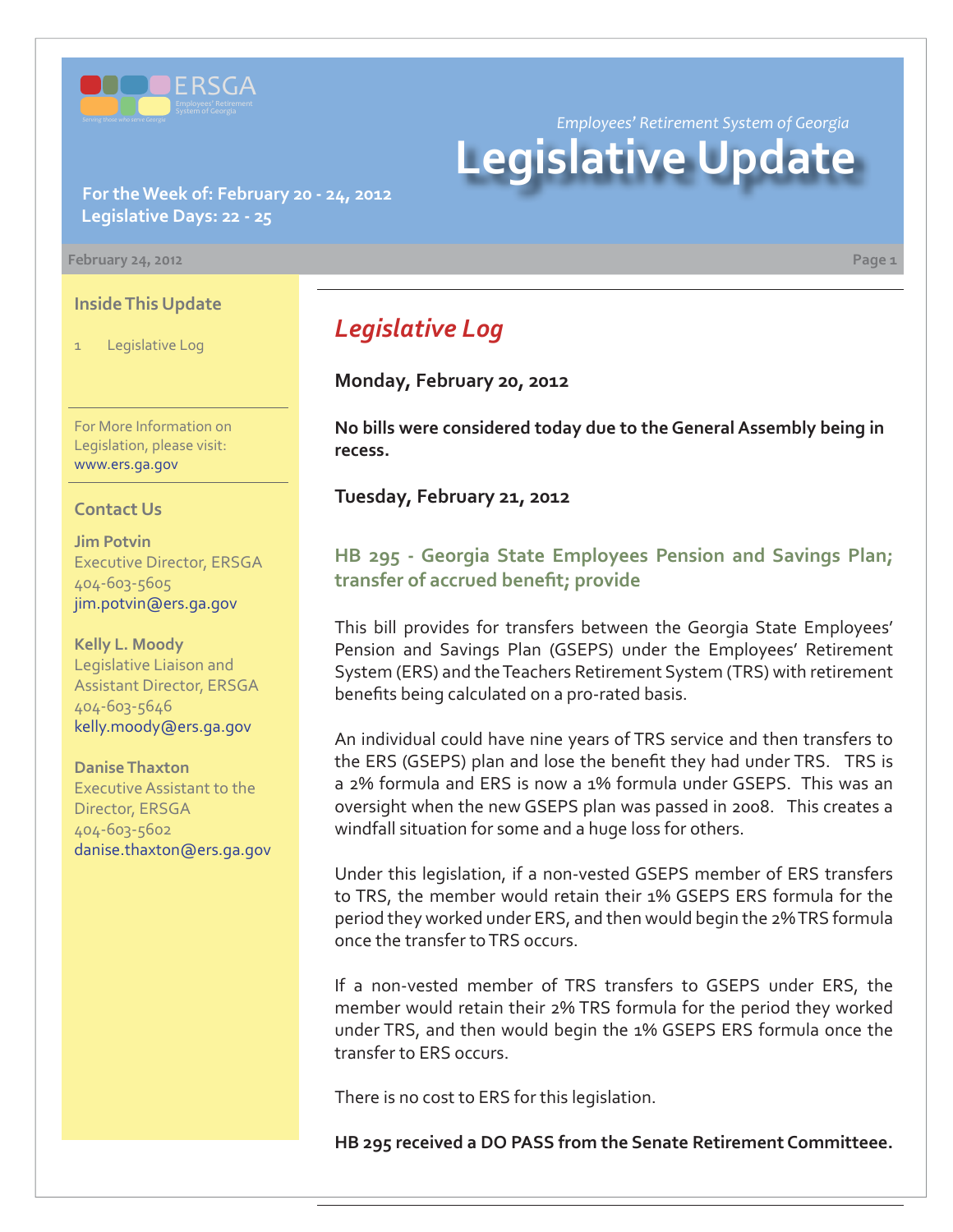ERSGA

Employees' Retirement System of Georgia

*Serving those who serve Georgia*

*Employees' Retirement System of Georgia*

# Legislative Update

**For the Week of: February 20 - 24, 2012**
**Legislative Days: 22 - 25**

February 24, 2012

### Inside This Update

1 Legislative Log

For More Information on Legislation, please visit: www.ers.ga.gov

### Contact Us

**Jim Potvin**
Executive Director, ERSGA
404-603-5605
jim.potvin@ers.ga.gov

**Kelly L. Moody**
Legislative Liaison and Assistant Director, ERSGA
404-603-5646
kelly.moody@ers.ga.gov

**Danise Thaxton**
Executive Assistant to the Director, ERSGA
404-603-5602
danise.thaxton@ers.ga.gov

## *Legislative Log*

**Monday, February 20, 2012**

**No bills were considered today due to the General Assembly being in recess.**

**Tuesday, February 21, 2012**

### HB 295 - Georgia State Employees Pension and Savings Plan; transfer of accrued benefit; provide

This bill provides for transfers between the Georgia State Employees' Pension and Savings Plan (GSEPS) under the Employees' Retirement System (ERS) and the Teachers Retirement System (TRS) with retirement benefits being calculated on a pro-rated basis.

An individual could have nine years of TRS service and then transfers to the ERS (GSEPS) plan and lose the benefit they had under TRS. TRS is a 2% formula and ERS is now a 1% formula under GSEPS. This was an oversight when the new GSEPS plan was passed in 2008. This creates a windfall situation for some and a huge loss for others.

Under this legislation, if a non-vested GSEPS member of ERS transfers to TRS, the member would retain their 1% GSEPS ERS formula for the period they worked under ERS, and then would begin the 2% TRS formula once the transfer to TRS occurs.

If a non-vested member of TRS transfers to GSEPS under ERS, the member would retain their 2% TRS formula for the period they worked under TRS, and then would begin the 1% GSEPS ERS formula once the transfer to ERS occurs.

There is no cost to ERS for this legislation.

**HB 295 received a DO PASS from the Senate Retirement Committee.**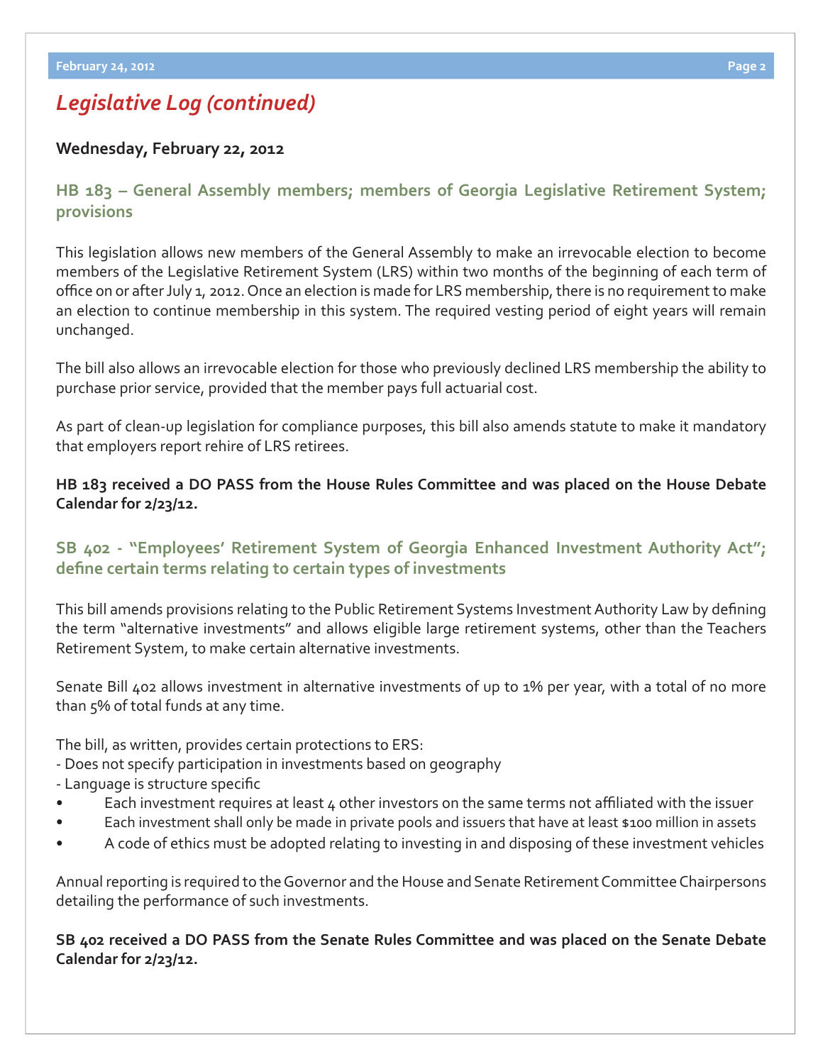## *Legislative Log (continued)*

**Wednesday, February 22, 2012**

### HB 183 – General Assembly members; members of Georgia Legislative Retirement System; provisions

This legislation allows new members of the General Assembly to make an irrevocable election to become members of the Legislative Retirement System (LRS) within two months of the beginning of each term of office on or after July 1, 2012. Once an election is made for LRS membership, there is no requirement to make an election to continue membership in this system. The required vesting period of eight years will remain unchanged.

The bill also allows an irrevocable election for those who previously declined LRS membership the ability to purchase prior service, provided that the member pays full actuarial cost.

As part of clean-up legislation for compliance purposes, this bill also amends statute to make it mandatory that employers report rehire of LRS retirees.

**HB 183 received a DO PASS from the House Rules Committee and was placed on the House Debate Calendar for 2/23/12.**

### SB 402 - "Employees' Retirement System of Georgia Enhanced Investment Authority Act"; define certain terms relating to certain types of investments

This bill amends provisions relating to the Public Retirement Systems Investment Authority Law by defining the term "alternative investments" and allows eligible large retirement systems, other than the Teachers Retirement System, to make certain alternative investments.

Senate Bill 402 allows investment in alternative investments of up to 1% per year, with a total of no more than 5% of total funds at any time.

The bill, as written, provides certain protections to ERS:
- Does not specify participation in investments based on geography
- Language is structure specific
  - Each investment requires at least 4 other investors on the same terms not affiliated with the issuer
  - Each investment shall only be made in private pools and issuers that have at least $100 million in assets
  - A code of ethics must be adopted relating to investing in and disposing of these investment vehicles

Annual reporting is required to the Governor and the House and Senate Retirement Committee Chairpersons detailing the performance of such investments.

**SB 402 received a DO PASS from the Senate Rules Committee and was placed on the Senate Debate Calendar for 2/23/12.**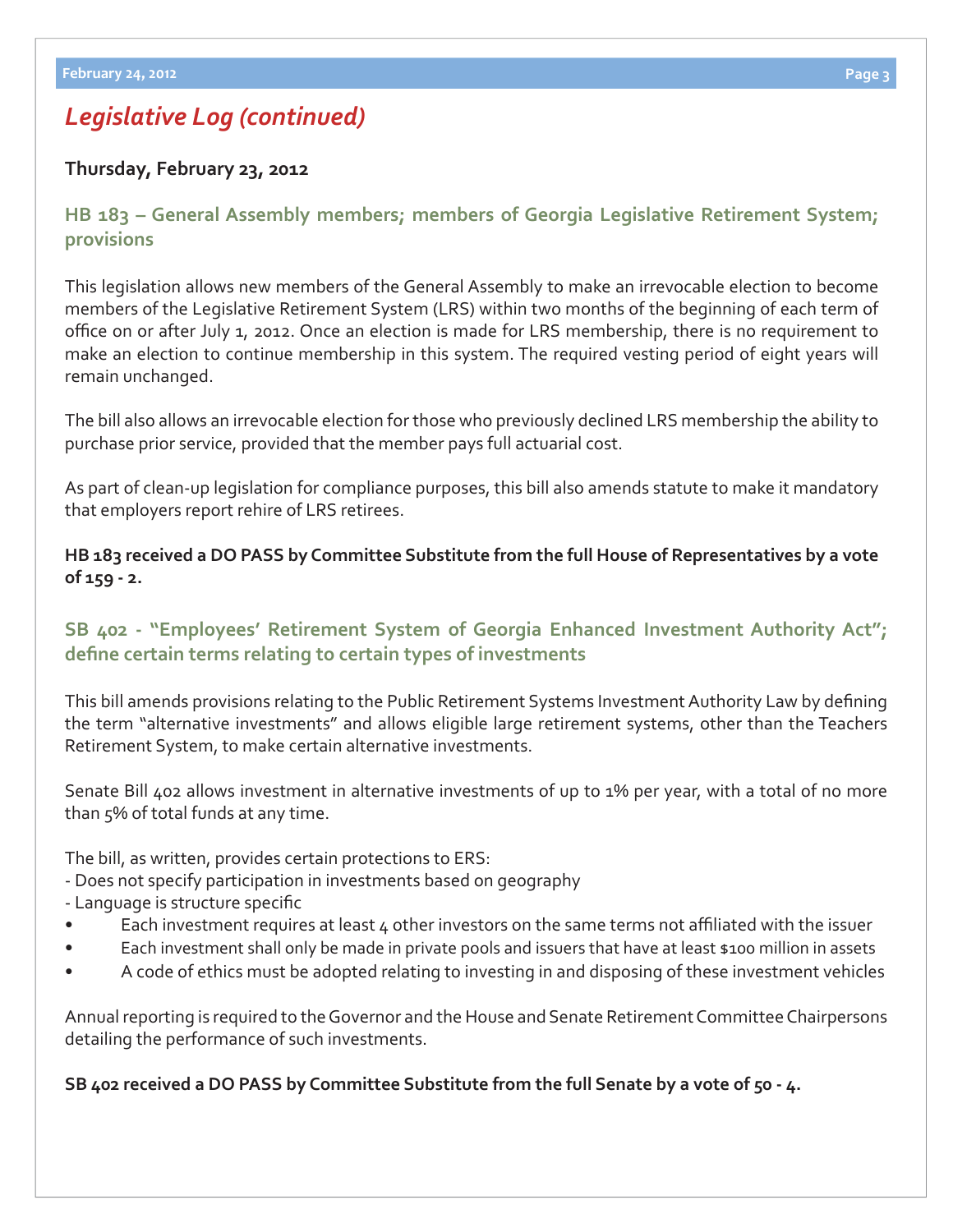## *Legislative Log (continued)*

**Thursday, February 23, 2012**

### HB 183 – General Assembly members; members of Georgia Legislative Retirement System; provisions

This legislation allows new members of the General Assembly to make an irrevocable election to become members of the Legislative Retirement System (LRS) within two months of the beginning of each term of office on or after July 1, 2012. Once an election is made for LRS membership, there is no requirement to make an election to continue membership in this system. The required vesting period of eight years will remain unchanged.

The bill also allows an irrevocable election for those who previously declined LRS membership the ability to purchase prior service, provided that the member pays full actuarial cost.

As part of clean-up legislation for compliance purposes, this bill also amends statute to make it mandatory that employers report rehire of LRS retirees.

**HB 183 received a DO PASS by Committee Substitute from the full House of Representatives by a vote of 159 - 2.**

### SB 402 - "Employees' Retirement System of Georgia Enhanced Investment Authority Act"; define certain terms relating to certain types of investments

This bill amends provisions relating to the Public Retirement Systems Investment Authority Law by defining the term "alternative investments" and allows eligible large retirement systems, other than the Teachers Retirement System, to make certain alternative investments.

Senate Bill 402 allows investment in alternative investments of up to 1% per year, with a total of no more than 5% of total funds at any time.

The bill, as written, provides certain protections to ERS:

- Does not specify participation in investments based on geography
- Language is structure specific
  - Each investment requires at least 4 other investors on the same terms not affiliated with the issuer
  - Each investment shall only be made in private pools and issuers that have at least $100 million in assets
  - A code of ethics must be adopted relating to investing in and disposing of these investment vehicles

Annual reporting is required to the Governor and the House and Senate Retirement Committee Chairpersons detailing the performance of such investments.

**SB 402 received a DO PASS by Committee Substitute from the full Senate by a vote of 50 - 4.**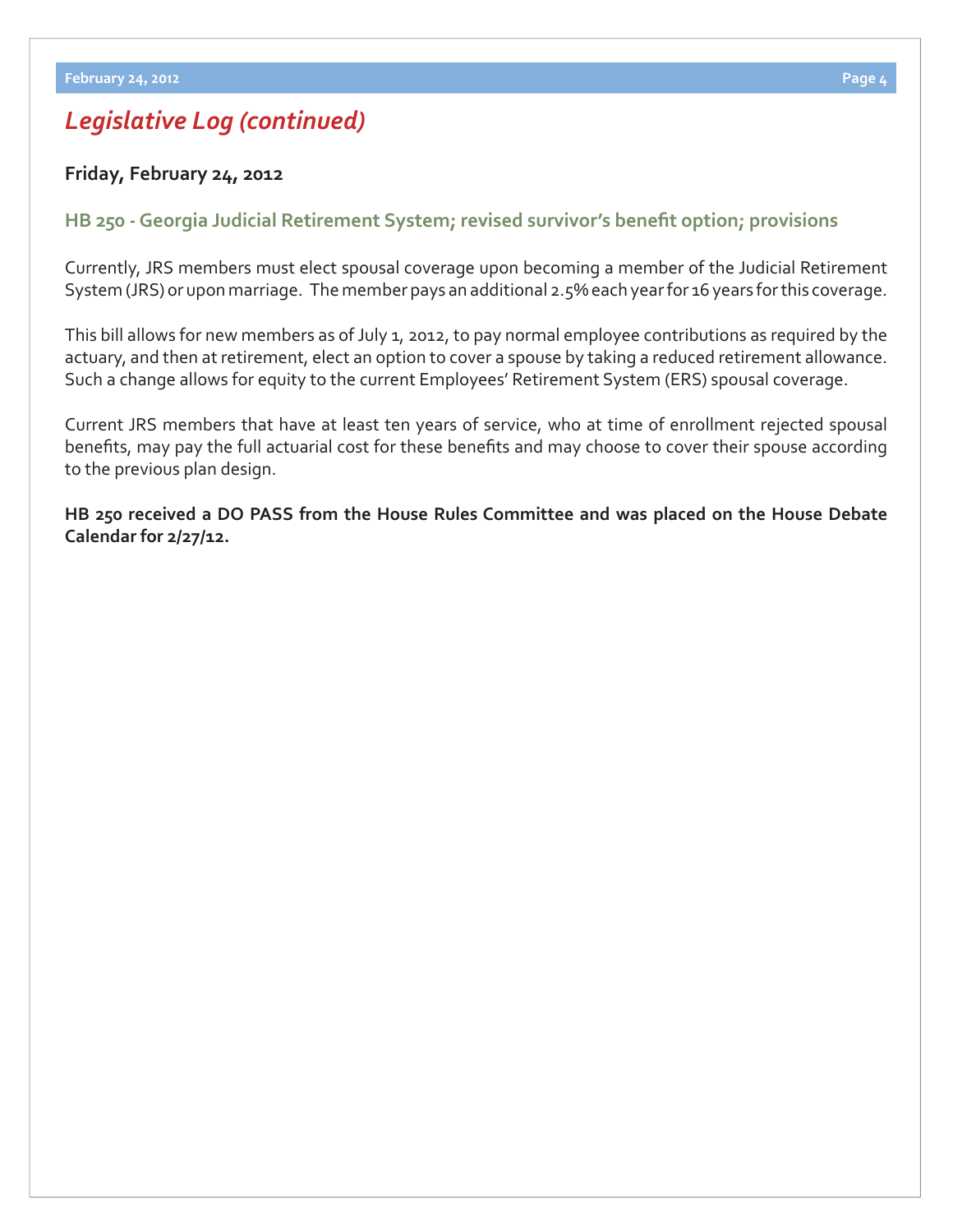## *Legislative Log (continued)*

**Friday, February 24, 2012**

### HB 250 - Georgia Judicial Retirement System; revised survivor's benefit option; provisions

Currently, JRS members must elect spousal coverage upon becoming a member of the Judicial Retirement System (JRS) or upon marriage. The member pays an additional 2.5% each year for 16 years for this coverage.

This bill allows for new members as of July 1, 2012, to pay normal employee contributions as required by the actuary, and then at retirement, elect an option to cover a spouse by taking a reduced retirement allowance. Such a change allows for equity to the current Employees' Retirement System (ERS) spousal coverage.

Current JRS members that have at least ten years of service, who at time of enrollment rejected spousal benefits, may pay the full actuarial cost for these benefits and may choose to cover their spouse according to the previous plan design.

**HB 250 received a DO PASS from the House Rules Committee and was placed on the House Debate Calendar for 2/27/12.**